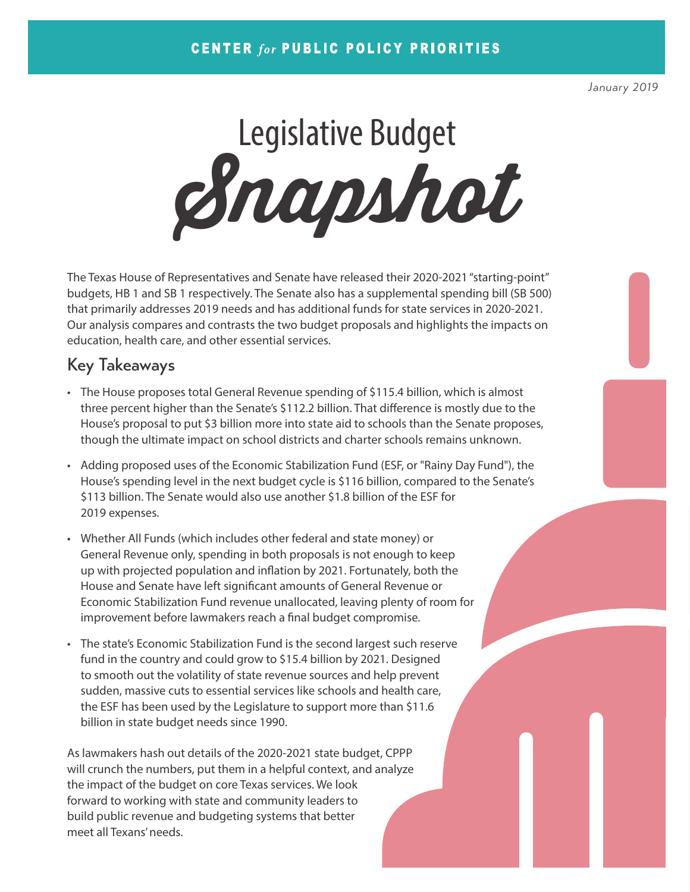CENTER *for* PUBLIC POLICY PRIORITIES

*January 2019*

# Legislative Budget Snapshot

The Texas House of Representatives and Senate have released their 2020-2021 "starting-point" budgets, HB 1 and SB 1 respectively. The Senate also has a supplemental spending bill (SB 500) that primarily addresses 2019 needs and has additional funds for state services in 2020-2021. Our analysis compares and contrasts the two budget proposals and highlights the impacts on education, health care, and other essential services.

## Key Takeaways

- The House proposes total General Revenue spending of $115.4 billion, which is almost three percent higher than the Senate's $112.2 billion. That difference is mostly due to the House's proposal to put $3 billion more into state aid to schools than the Senate proposes, though the ultimate impact on school districts and charter schools remains unknown.
- Adding proposed uses of the Economic Stabilization Fund (ESF, or "Rainy Day Fund"), the House's spending level in the next budget cycle is $116 billion, compared to the Senate's $113 billion. The Senate would also use another $1.8 billion of the ESF for 2019 expenses.
- Whether All Funds (which includes other federal and state money) or General Revenue only, spending in both proposals is not enough to keep up with projected population and inflation by 2021. Fortunately, both the House and Senate have left significant amounts of General Revenue or Economic Stabilization Fund revenue unallocated, leaving plenty of room for improvement before lawmakers reach a final budget compromise.
- The state's Economic Stabilization Fund is the second largest such reserve fund in the country and could grow to $15.4 billion by 2021. Designed to smooth out the volatility of state revenue sources and help prevent sudden, massive cuts to essential services like schools and health care, the ESF has been used by the Legislature to support more than $11.6 billion in state budget needs since 1990.

As lawmakers hash out details of the 2020-2021 state budget, CPPP will crunch the numbers, put them in a helpful context, and analyze the impact of the budget on core Texas services. We look forward to working with state and community leaders to build public revenue and budgeting systems that better meet all Texans' needs.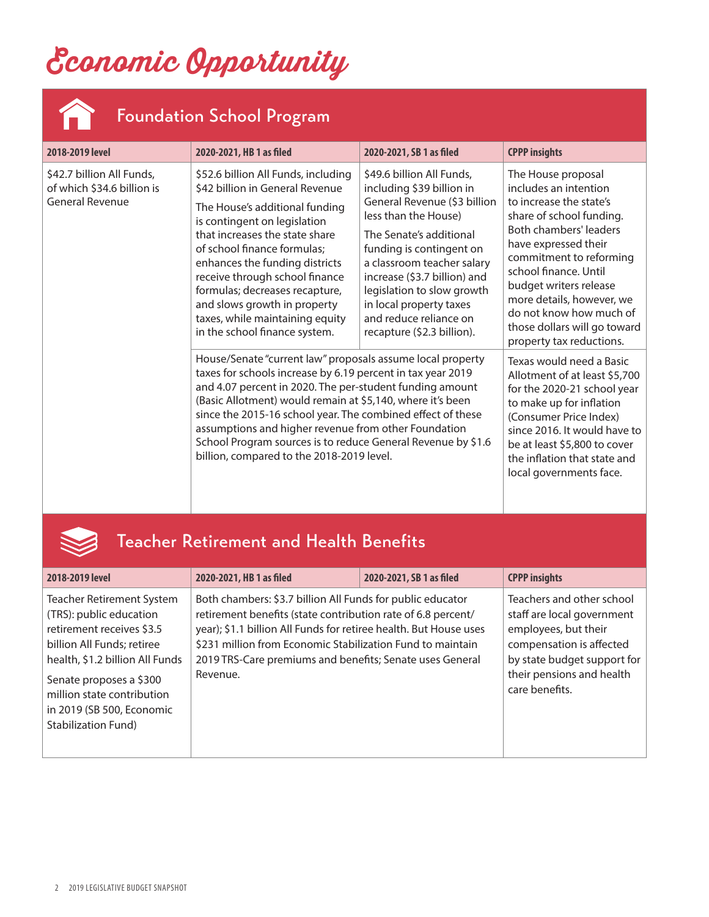# Economic Opportunity

## Foundation School Program

| 2018-2019 level | 2020-2021, HB 1 as filed | 2020-2021, SB 1 as filed | CPPP insights |
|---|---|---|---|
| $42.7 billion All Funds, of which $34.6 billion is General Revenue | $52.6 billion All Funds, including $42 billion in General Revenue<br><br>The House's additional funding is contingent on legislation that increases the state share of school finance formulas; enhances the funding districts receive through school finance formulas; decreases recapture, and slows growth in property taxes, while maintaining equity in the school finance system. | $49.6 billion All Funds, including $39 billion in General Revenue ($3 billion less than the House)<br><br>The Senate's additional funding is contingent on a classroom teacher salary increase ($3.7 billion) and legislation to slow growth in local property taxes and reduce reliance on recapture ($2.3 billion). | The House proposal includes an intention to increase the state's share of school funding. Both chambers' leaders have expressed their commitment to reforming school finance. Until budget writers release more details, however, we do not know how much of those dollars will go toward property tax reductions. |
| | House/Senate "current law" proposals assume local property taxes for schools increase by 6.19 percent in tax year 2019 and 4.07 percent in 2020. The per-student funding amount (Basic Allotment) would remain at $5,140, where it's been since the 2015-16 school year. The combined effect of these assumptions and higher revenue from other Foundation School Program sources is to reduce General Revenue by $1.6 billion, compared to the 2018-2019 level. | | Texas would need a Basic Allotment of at least $5,700 for the 2020-21 school year to make up for inflation (Consumer Price Index) since 2016. It would have to be at least $5,800 to cover the inflation that state and local governments face. |

## Teacher Retirement and Health Benefits

| 2018-2019 level | 2020-2021, HB 1 as filed | 2020-2021, SB 1 as filed | CPPP insights |
|---|---|---|---|
| Teacher Retirement System (TRS): public education retirement receives $3.5 billion All Funds; retiree health, $1.2 billion All Funds<br><br>Senate proposes a $300 million state contribution in 2019 (SB 500, Economic Stabilization Fund) | Both chambers: $3.7 billion All Funds for public educator retirement benefits (state contribution rate of 6.8 percent/year); $1.1 billion All Funds for retiree health. But House uses $231 million from Economic Stabilization Fund to maintain 2019 TRS-Care premiums and benefits; Senate uses General Revenue. | | Teachers and other school staff are local government employees, but their compensation is affected by state budget support for their pensions and health care benefits. |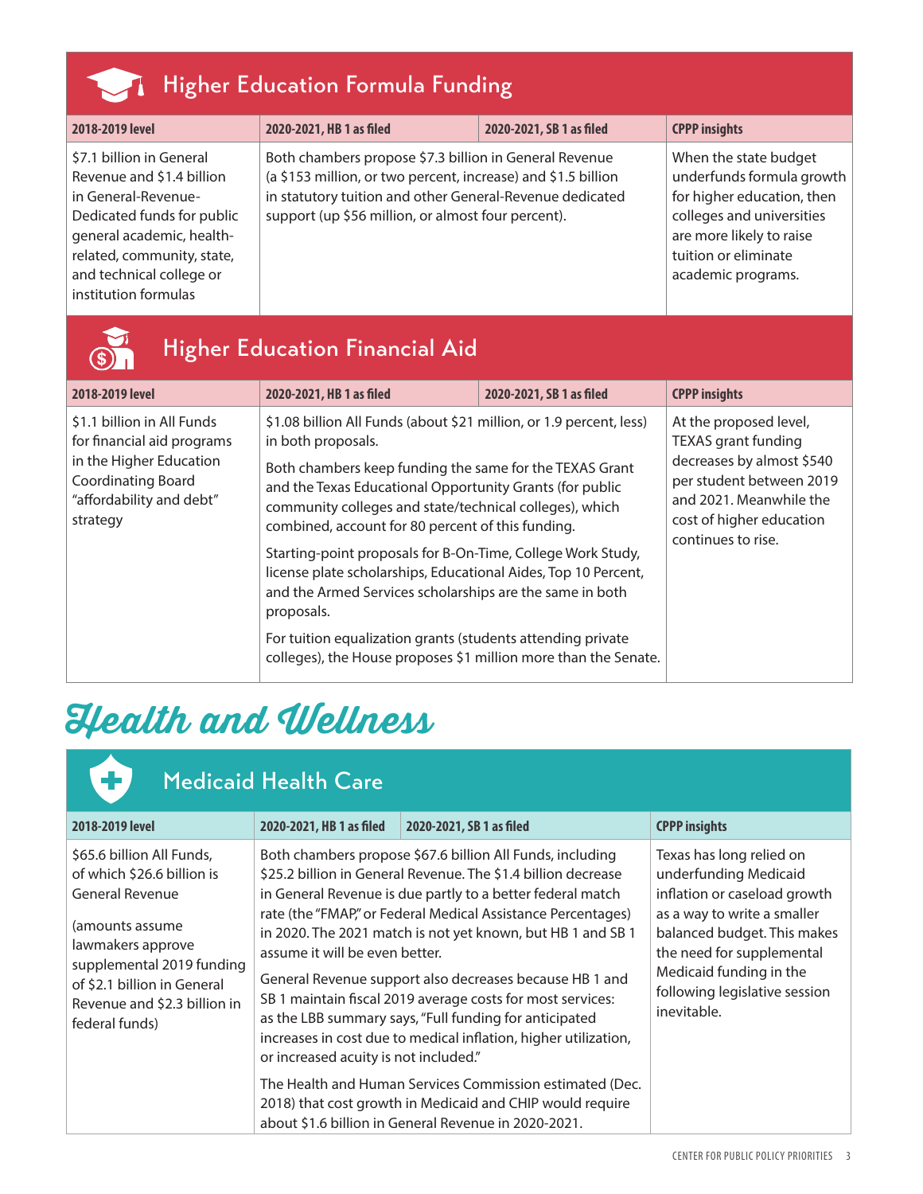## Higher Education Formula Funding

| 2018-2019 level | 2020-2021, HB 1 as filed | 2020-2021, SB 1 as filed | CPPP insights |
|---|---|---|---|
| $7.1 billion in General Revenue and $1.4 billion in General-Revenue-Dedicated funds for public general academic, health-related, community, state, and technical college or institution formulas | Both chambers propose $7.3 billion in General Revenue (a $153 million, or two percent, increase) and $1.5 billion in statutory tuition and other General-Revenue dedicated support (up $56 million, or almost four percent). | | When the state budget underfunds formula growth for higher education, then colleges and universities are more likely to raise tuition or eliminate academic programs. |

## Higher Education Financial Aid

| 2018-2019 level | 2020-2021, HB 1 as filed | 2020-2021, SB 1 as filed | CPPP insights |
|---|---|---|---|
| $1.1 billion in All Funds for financial aid programs in the Higher Education Coordinating Board "affordability and debt" strategy | $1.08 billion All Funds (about $21 million, or 1.9 percent, less) in both proposals.<br><br>Both chambers keep funding the same for the TEXAS Grant and the Texas Educational Opportunity Grants (for public community colleges and state/technical colleges), which combined, account for 80 percent of this funding.<br><br>Starting-point proposals for B-On-Time, College Work Study, license plate scholarships, Educational Aides, Top 10 Percent, and the Armed Services scholarships are the same in both proposals.<br><br>For tuition equalization grants (students attending private colleges), the House proposes $1 million more than the Senate. | | At the proposed level, TEXAS grant funding decreases by almost $540 per student between 2019 and 2021. Meanwhile the cost of higher education continues to rise. |

# Health and Wellness

## Medicaid Health Care

| 2018-2019 level | 2020-2021, HB 1 as filed | 2020-2021, SB 1 as filed | CPPP insights |
|---|---|---|---|
| $65.6 billion All Funds, of which $26.6 billion is General Revenue<br><br>(amounts assume lawmakers approve supplemental 2019 funding of $2.1 billion in General Revenue and $2.3 billion in federal funds) | Both chambers propose $67.6 billion All Funds, including $25.2 billion in General Revenue. The $1.4 billion decrease in General Revenue is due partly to a better federal match rate (the "FMAP," or Federal Medical Assistance Percentages) in 2020. The 2021 match is not yet known, but HB 1 and SB 1 assume it will be even better.<br><br>General Revenue support also decreases because HB 1 and SB 1 maintain fiscal 2019 average costs for most services: as the LBB summary says, "Full funding for anticipated increases in cost due to medical inflation, higher utilization, or increased acuity is not included."<br><br>The Health and Human Services Commission estimated (Dec. 2018) that cost growth in Medicaid and CHIP would require about $1.6 billion in General Revenue in 2020-2021. | | Texas has long relied on underfunding Medicaid inflation or caseload growth as a way to write a smaller balanced budget. This makes the need for supplemental Medicaid funding in the following legislative session inevitable. |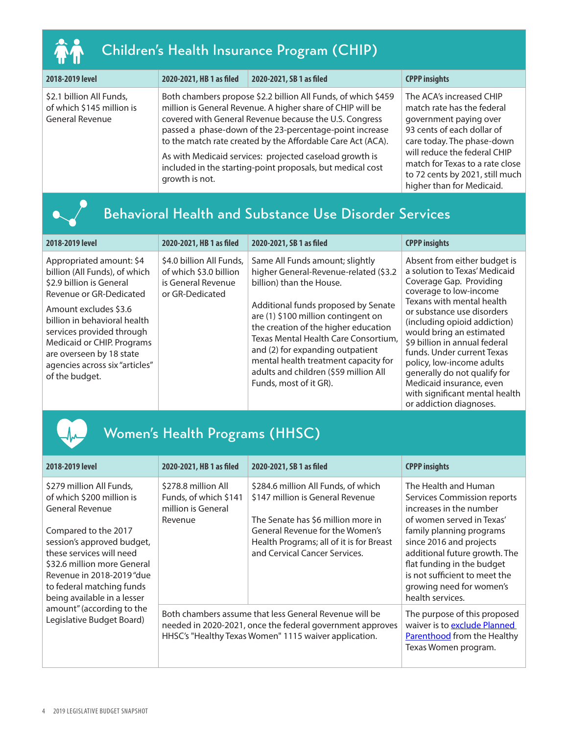## Children's Health Insurance Program (CHIP)

| 2018-2019 level | 2020-2021, HB 1 as filed | 2020-2021, SB 1 as filed | CPPP insights |
|---|---|---|---|
| $2.1 billion All Funds, of which $145 million is General Revenue | Both chambers propose $2.2 billion All Funds, of which $459 million is General Revenue. A higher share of CHIP will be covered with General Revenue because the U.S. Congress passed a phase-down of the 23-percentage-point increase to the match rate created by the Affordable Care Act (ACA).<br><br>As with Medicaid services: projected caseload growth is included in the starting-point proposals, but medical cost growth is not. | | The ACA's increased CHIP match rate has the federal government paying over 93 cents of each dollar of care today. The phase-down will reduce the federal CHIP match for Texas to a rate close to 72 cents by 2021, still much higher than for Medicaid. |

## Behavioral Health and Substance Use Disorder Services

| 2018-2019 level | 2020-2021, HB 1 as filed | 2020-2021, SB 1 as filed | CPPP insights |
|---|---|---|---|
| Appropriated amount: $4 billion (All Funds), of which $2.9 billion is General Revenue or GR-Dedicated<br><br>Amount excludes $3.6 billion in behavioral health services provided through Medicaid or CHIP. Programs are overseen by 18 state agencies across six "articles" of the budget. | $4.0 billion All Funds, of which $3.0 billion is General Revenue or GR-Dedicated | Same All Funds amount; slightly higher General-Revenue-related ($3.2 billion) than the House.<br><br>Additional funds proposed by Senate are (1) $100 million contingent on the creation of the higher education Texas Mental Health Care Consortium, and (2) for expanding outpatient mental health treatment capacity for adults and children ($59 million All Funds, most of it GR). | Absent from either budget is a solution to Texas' Medicaid Coverage Gap. Providing coverage to low-income Texans with mental health or substance use disorders (including opioid addiction) would bring an estimated $9 billion in annual federal funds. Under current Texas policy, low-income adults generally do not qualify for Medicaid insurance, even with significant mental health or addiction diagnoses. |

## Women's Health Programs (HHSC)

| 2018-2019 level | 2020-2021, HB 1 as filed | 2020-2021, SB 1 as filed | CPPP insights |
|---|---|---|---|
| $279 million All Funds, of which $200 million is General Revenue<br><br>Compared to the 2017 session's approved budget, these services will need $32.6 million more General Revenue in 2018-2019 "due to federal matching funds being available in a lesser amount" (according to the Legislative Budget Board) | $278.8 million All Funds, of which $141 million is General Revenue | $284.6 million All Funds, of which $147 million is General Revenue<br><br>The Senate has $6 million more in General Revenue for the Women's Health Programs; all of it is for Breast and Cervical Cancer Services. | The Health and Human Services Commission reports increases in the number of women served in Texas' family planning programs since 2016 and projects additional future growth. The flat funding in the budget is not sufficient to meet the growing need for women's health services. |
| | Both chambers assume that less General Revenue will be needed in 2020-2021, once the federal government approves HHSC's "Healthy Texas Women" 1115 waiver application. | | The purpose of this proposed waiver is to exclude Planned Parenthood from the Healthy Texas Women program. |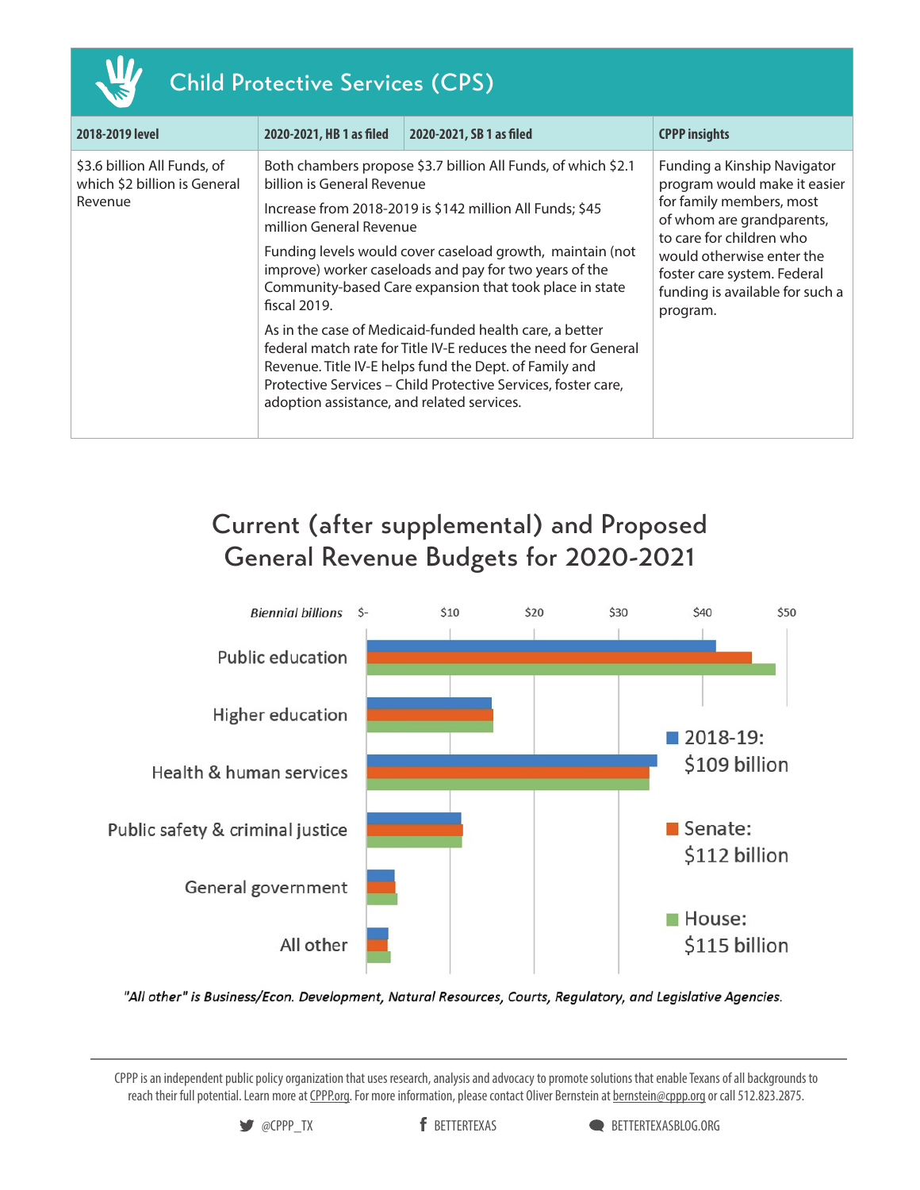## Child Protective Services (CPS)

| 2018-2019 level | 2020-2021, HB 1 as filed | 2020-2021, SB 1 as filed | CPPP insights |
|---|---|---|---|
| $3.6 billion All Funds, of which $2 billion is General Revenue | Both chambers propose $3.7 billion All Funds, of which $2.1 billion is General Revenue<br><br>Increase from 2018-2019 is $142 million All Funds; $45 million General Revenue<br><br>Funding levels would cover caseload growth, maintain (not improve) worker caseloads and pay for two years of the Community-based Care expansion that took place in state fiscal 2019.<br><br>As in the case of Medicaid-funded health care, a better federal match rate for Title IV-E reduces the need for General Revenue. Title IV-E helps fund the Dept. of Family and Protective Services – Child Protective Services, foster care, adoption assistance, and related services. | | Funding a Kinship Navigator program would make it easier for family members, most of whom are grandparents, to care for children who would otherwise enter the foster care system. Federal funding is available for such a program. |

## Current (after supplemental) and Proposed General Revenue Budgets for 2020-2021

*Biennial billions*

Categories: Public education; Higher education; Health & human services; Public safety & criminal justice; General government; All other

Axis: $-, $10, $20, $30, $40, $50

- 2018-19: $109 billion
- Senate: $112 billion
- House: $115 billion

*"All other" is Business/Econ. Development, Natural Resources, Courts, Regulatory, and Legislative Agencies.*

CPPP is an independent public policy organization that uses research, analysis and advocacy to promote solutions that enable Texans of all backgrounds to reach their full potential. Learn more at CPPP.org. For more information, please contact Oliver Bernstein at bernstein@cppp.org or call 512.823.2875.

@CPPP_TX BETTERTEXAS BETTERTEXASBLOG.ORG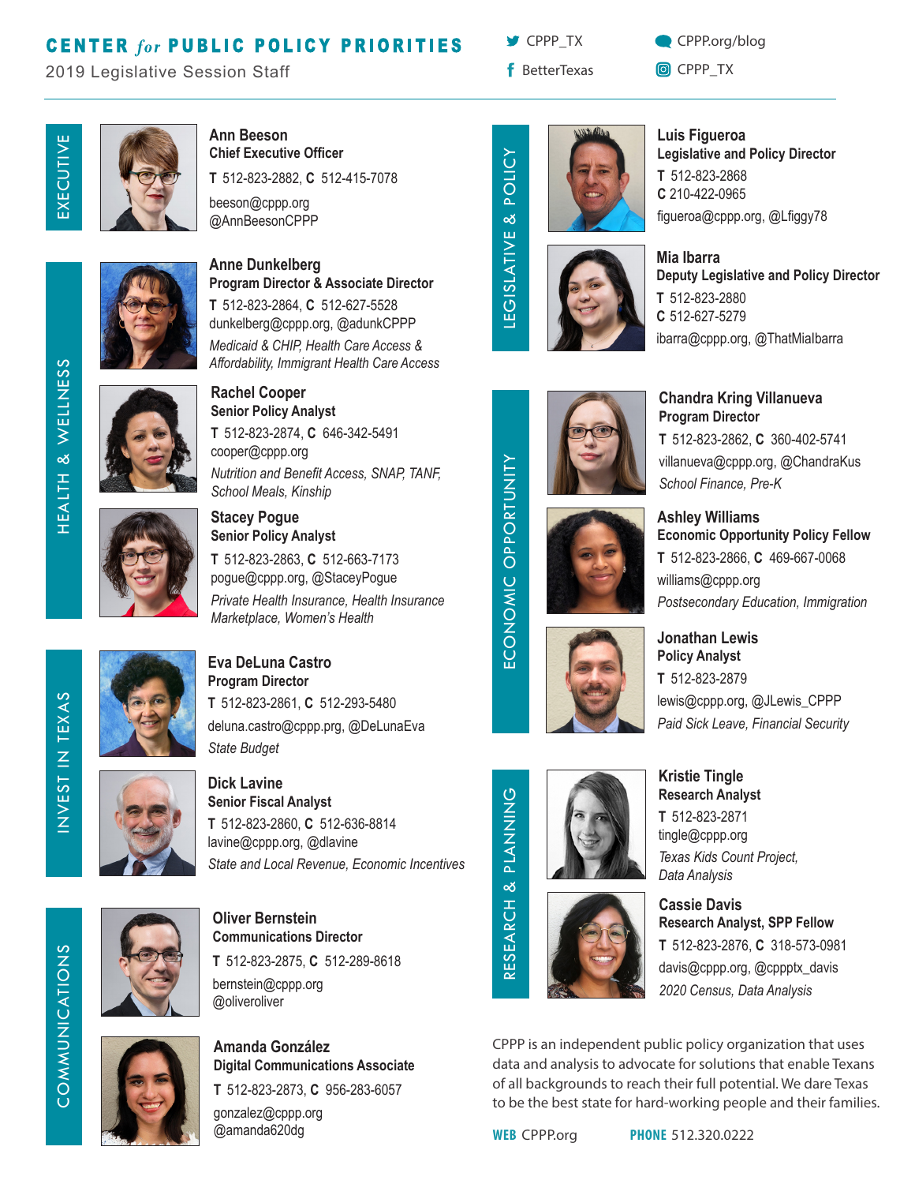# CENTER *for* PUBLIC POLICY PRIORITIES

2019 Legislative Session Staff

CPPP_TX
BetterTexas
CPPP.org/blog
CPPP_TX

## EXECUTIVE

**Ann Beeson**
**Chief Executive Officer**
**T** 512-823-2882, **C** 512-415-7078
beeson@cppp.org
@AnnBeesonCPPP

## HEALTH & WELLNESS

**Anne Dunkelberg**
**Program Director & Associate Director**
**T** 512-823-2864, **C** 512-627-5528
dunkelberg@cppp.org, @adunkCPPP
*Medicaid & CHIP, Health Care Access & Affordability, Immigrant Health Care Access*

**Rachel Cooper**
**Senior Policy Analyst**
**T** 512-823-2874, **C** 646-342-5491
cooper@cppp.org
*Nutrition and Benefit Access, SNAP, TANF, School Meals, Kinship*

**Stacey Pogue**
**Senior Policy Analyst**
**T** 512-823-2863, **C** 512-663-7173
pogue@cppp.org, @StaceyPogue
*Private Health Insurance, Health Insurance Marketplace, Women's Health*

## INVEST IN TEXAS

**Eva DeLuna Castro**
**Program Director**
**T** 512-823-2861, **C** 512-293-5480
deluna.castro@cppp.prg, @DeLunaEva
*State Budget*

**Dick Lavine**
**Senior Fiscal Analyst**
**T** 512-823-2860, **C** 512-636-8814
lavine@cppp.org, @dlavine
*State and Local Revenue, Economic Incentives*

## COMMUNICATIONS

**Oliver Bernstein**
**Communications Director**
**T** 512-823-2875, **C** 512-289-8618
bernstein@cppp.org
@oliveroliver

**Amanda González**
**Digital Communications Associate**
**T** 512-823-2873, **C** 956-283-6057
gonzalez@cppp.org
@amanda620dg

## LEGISLATIVE & POLICY

**Luis Figueroa**
**Legislative and Policy Director**
**T** 512-823-2868
**C** 210-422-0965
figueroa@cppp.org, @Lfiggy78

**Mia Ibarra**
**Deputy Legislative and Policy Director**
**T** 512-823-2880
**C** 512-627-5279
ibarra@cppp.org, @ThatMiaIbarra

## ECONOMIC OPPORTUNITY

**Chandra Kring Villanueva**
**Program Director**
**T** 512-823-2862, **C** 360-402-5741
villanueva@cppp.org, @ChandraKus
*School Finance, Pre-K*

**Ashley Williams**
**Economic Opportunity Policy Fellow**
**T** 512-823-2866, **C** 469-667-0068
williams@cppp.org
*Postsecondary Education, Immigration*

**Jonathan Lewis**
**Policy Analyst**
**T** 512-823-2879
lewis@cppp.org, @JLewis_CPPP
*Paid Sick Leave, Financial Security*

## RESEARCH & PLANNING

**Kristie Tingle**
**Research Analyst**
**T** 512-823-2871
tingle@cppp.org
*Texas Kids Count Project, Data Analysis*

**Cassie Davis**
**Research Analyst, SPP Fellow**
**T** 512-823-2876, **C** 318-573-0981
davis@cppp.org, @cppptx_davis
*2020 Census, Data Analysis*

CPPP is an independent public policy organization that uses data and analysis to advocate for solutions that enable Texans of all backgrounds to reach their full potential. We dare Texas to be the best state for hard-working people and their families.

**WEB** CPPP.org **PHONE** 512.320.0222